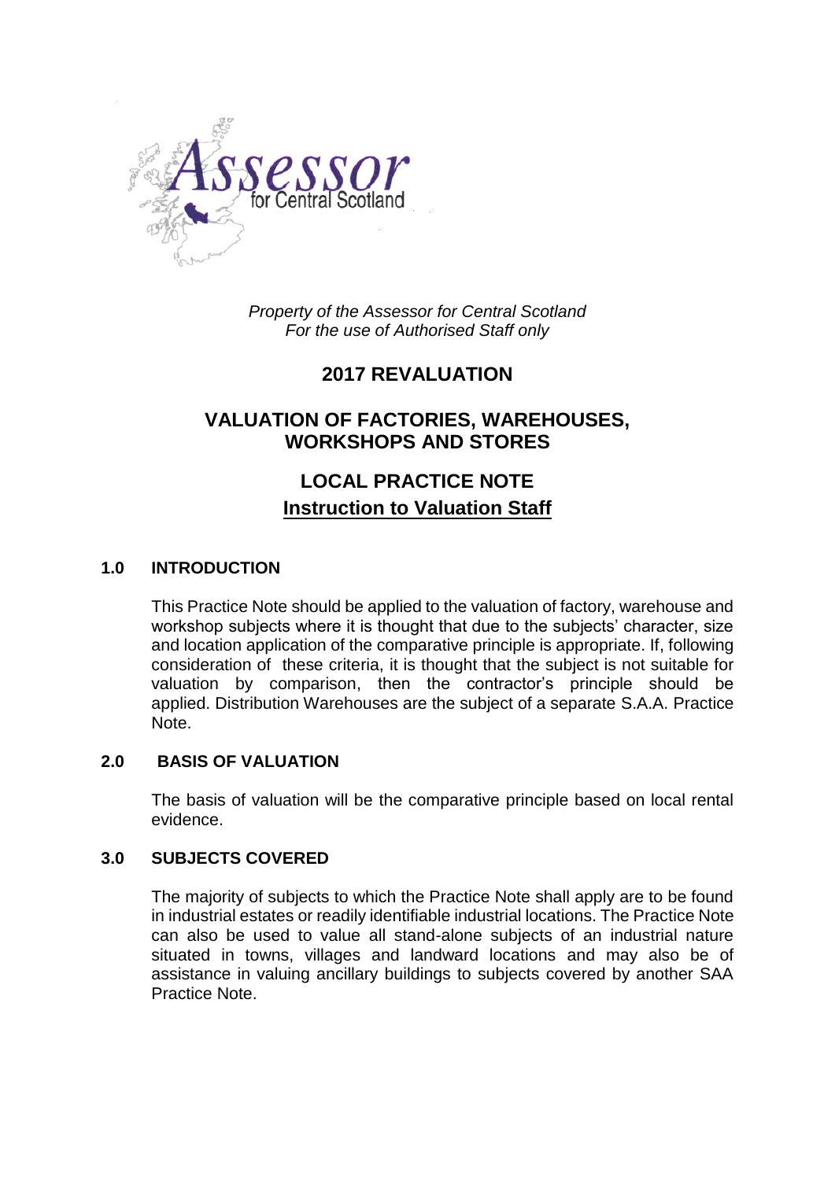*Property of the Assessor for Central Scotland*
*For the use of Authorised Staff only*

# 2017 REVALUATION

# VALUATION OF FACTORIES, WAREHOUSES, WORKSHOPS AND STORES

## LOCAL PRACTICE NOTE

## Instruction to Valuation Staff

### 1.0 INTRODUCTION

This Practice Note should be applied to the valuation of factory, warehouse and workshop subjects where it is thought that due to the subjects' character, size and location application of the comparative principle is appropriate. If, following consideration of these criteria, it is thought that the subject is not suitable for valuation by comparison, then the contractor's principle should be applied. Distribution Warehouses are the subject of a separate S.A.A. Practice Note.

### 2.0 BASIS OF VALUATION

The basis of valuation will be the comparative principle based on local rental evidence.

### 3.0 SUBJECTS COVERED

The majority of subjects to which the Practice Note shall apply are to be found in industrial estates or readily identifiable industrial locations. The Practice Note can also be used to value all stand-alone subjects of an industrial nature situated in towns, villages and landward locations and may also be of assistance in valuing ancillary buildings to subjects covered by another SAA Practice Note.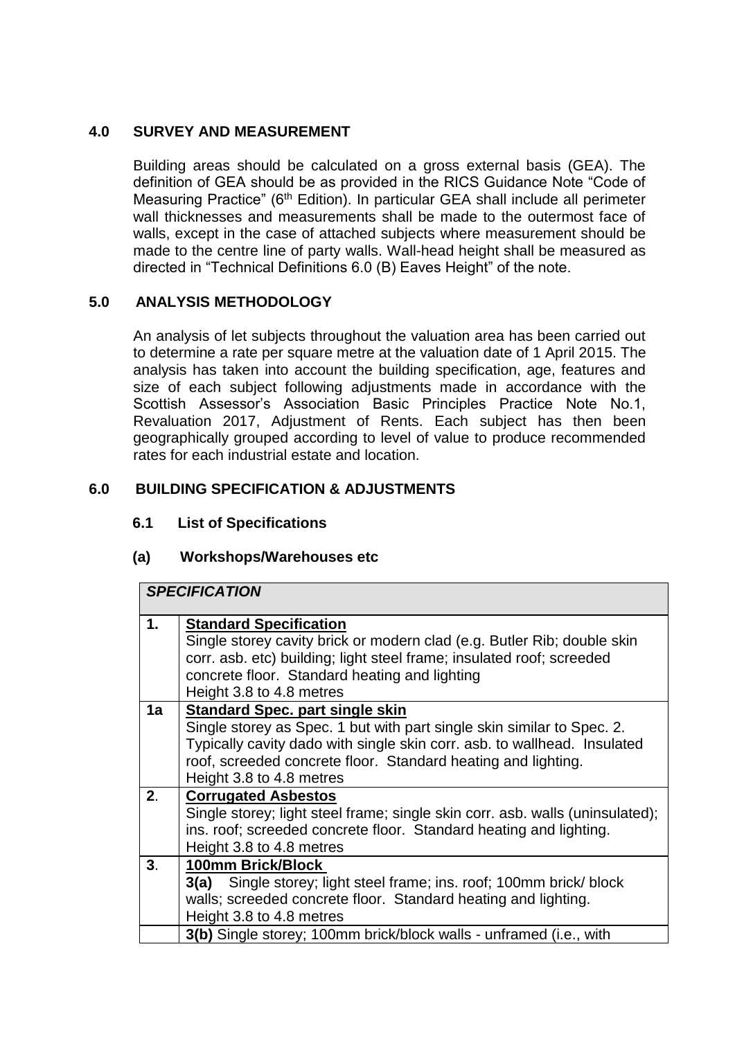## 4.0 SURVEY AND MEASUREMENT

Building areas should be calculated on a gross external basis (GEA). The definition of GEA should be as provided in the RICS Guidance Note "Code of Measuring Practice" (6th Edition). In particular GEA shall include all perimeter wall thicknesses and measurements shall be made to the outermost face of walls, except in the case of attached subjects where measurement should be made to the centre line of party walls. Wall-head height shall be measured as directed in "Technical Definitions 6.0 (B) Eaves Height" of the note.

## 5.0 ANALYSIS METHODOLOGY

An analysis of let subjects throughout the valuation area has been carried out to determine a rate per square metre at the valuation date of 1 April 2015. The analysis has taken into account the building specification, age, features and size of each subject following adjustments made in accordance with the Scottish Assessor's Association Basic Principles Practice Note No.1, Revaluation 2017, Adjustment of Rents. Each subject has then been geographically grouped according to level of value to produce recommended rates for each industrial estate and location.

## 6.0 BUILDING SPECIFICATION & ADJUSTMENTS

### 6.1 List of Specifications

#### (a) Workshops/Warehouses etc

| ***SPECIFICATION*** | |
|---|---|
| **1.** | **Standard Specification**<br>Single storey cavity brick or modern clad (e.g. Butler Rib; double skin corr. asb. etc) building; light steel frame; insulated roof; screeded concrete floor. Standard heating and lighting<br>Height 3.8 to 4.8 metres |
| **1a** | **Standard Spec. part single skin**<br>Single storey as Spec. 1 but with part single skin similar to Spec. 2. Typically cavity dado with single skin corr. asb. to wallhead. Insulated roof, screeded concrete floor. Standard heating and lighting.<br>Height 3.8 to 4.8 metres |
| **2.** | **Corrugated Asbestos**<br>Single storey; light steel frame; single skin corr. asb. walls (uninsulated); ins. roof; screeded concrete floor. Standard heating and lighting.<br>Height 3.8 to 4.8 metres |
| **3.** | **100mm Brick/Block**<br>**3(a)** Single storey; light steel frame; ins. roof; 100mm brick/ block walls; screeded concrete floor. Standard heating and lighting.<br>Height 3.8 to 4.8 metres |
| | **3(b)** Single storey; 100mm brick/block walls - unframed (i.e., with |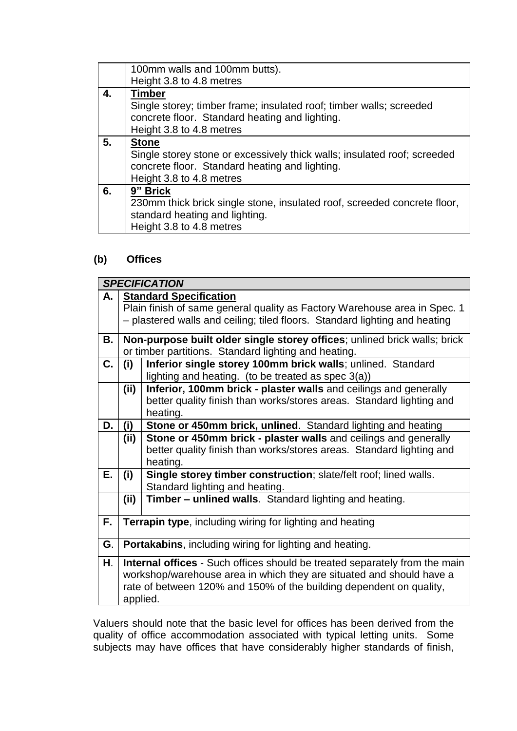|  |  |
|---|---|
|  | 100mm walls and 100mm butts).<br>Height 3.8 to 4.8 metres |
| **4.** | **Timber**<br>Single storey; timber frame; insulated roof; timber walls; screeded concrete floor. Standard heating and lighting.<br>Height 3.8 to 4.8 metres |
| **5.** | **Stone**<br>Single storey stone or excessively thick walls; insulated roof; screeded concrete floor. Standard heating and lighting.<br>Height 3.8 to 4.8 metres |
| **6.** | **9” Brick**<br>230mm thick brick single stone, insulated roof, screeded concrete floor, standard heating and lighting.<br>Height 3.8 to 4.8 metres |

**(b) Offices**

| ***SPECIFICATION*** | | |
|---|---|---|
| **A.** | **Standard Specification**<br>Plain finish of same general quality as Factory Warehouse area in Spec. 1 – plastered walls and ceiling; tiled floors. Standard lighting and heating | |
| **B.** | **Non-purpose built older single storey offices**; unlined brick walls; brick or timber partitions. Standard lighting and heating. | |
| **C.** | **(i)** | **Inferior single storey 100mm brick walls**; unlined. Standard lighting and heating. (to be treated as spec 3(a)) |
|  | **(ii)** | **Inferior, 100mm brick - plaster walls** and ceilings and generally better quality finish than works/stores areas. Standard lighting and heating. |
| **D.** | **(i)** | **Stone or 450mm brick, unlined**. Standard lighting and heating |
|  | **(ii)** | **Stone or 450mm brick - plaster walls** and ceilings and generally better quality finish than works/stores areas. Standard lighting and heating. |
| **E.** | **(i)** | **Single storey timber construction**; slate/felt roof; lined walls. Standard lighting and heating. |
|  | **(ii)** | **Timber – unlined walls**. Standard lighting and heating. |
| **F.** | **Terrapin type**, including wiring for lighting and heating | |
| **G**. | **Portakabins**, including wiring for lighting and heating. | |
| **H**. | **Internal offices** - Such offices should be treated separately from the main workshop/warehouse area in which they are situated and should have a rate of between 120% and 150% of the building dependent on quality, applied. | |

Valuers should note that the basic level for offices has been derived from the quality of office accommodation associated with typical letting units. Some subjects may have offices that have considerably higher standards of finish,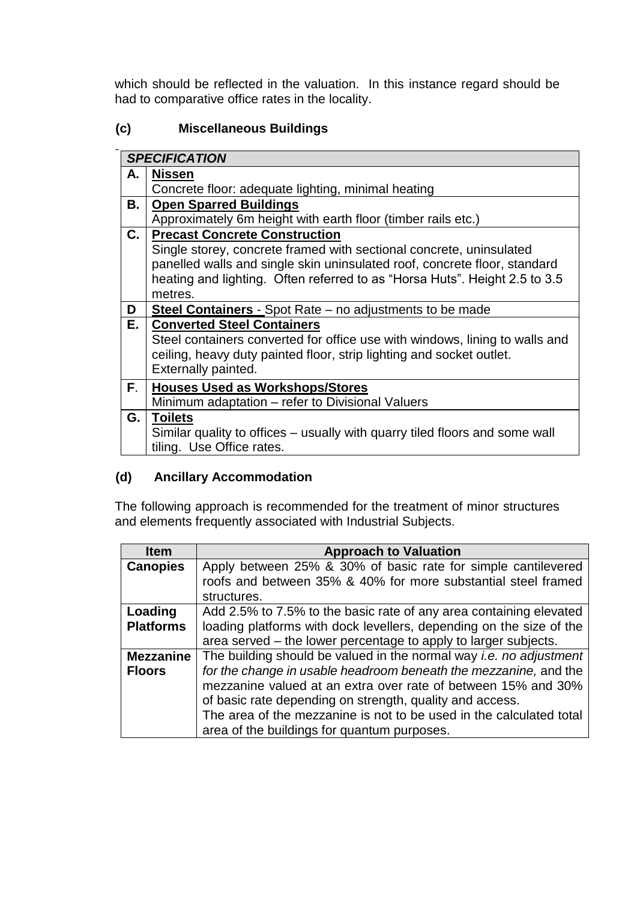which should be reflected in the valuation. In this instance regard should be had to comparative office rates in the locality.

### (c) Miscellaneous Buildings

| | ***SPECIFICATION*** |
|---|---|
| **A.** | **Nissen**<br>Concrete floor: adequate lighting, minimal heating |
| **B.** | **Open Sparred Buildings**<br>Approximately 6m height with earth floor (timber rails etc.) |
| **C.** | **Precast Concrete Construction**<br>Single storey, concrete framed with sectional concrete, uninsulated panelled walls and single skin uninsulated roof, concrete floor, standard heating and lighting. Often referred to as "Horsa Huts". Height 2.5 to 3.5 metres. |
| **D** | **Steel Containers** - Spot Rate – no adjustments to be made |
| **E.** | **Converted Steel Containers**<br>Steel containers converted for office use with windows, lining to walls and ceiling, heavy duty painted floor, strip lighting and socket outlet. Externally painted. |
| **F.** | **Houses Used as Workshops/Stores**<br>Minimum adaptation – refer to Divisional Valuers |
| **G.** | **Toilets**<br>Similar quality to offices – usually with quarry tiled floors and some wall tiling. Use Office rates. |

### (d) Ancillary Accommodation

The following approach is recommended for the treatment of minor structures and elements frequently associated with Industrial Subjects.

| Item | Approach to Valuation |
|---|---|
| **Canopies** | Apply between 25% & 30% of basic rate for simple cantilevered roofs and between 35% & 40% for more substantial steel framed structures. |
| **Loading Platforms** | Add 2.5% to 7.5% to the basic rate of any area containing elevated loading platforms with dock levellers, depending on the size of the area served – the lower percentage to apply to larger subjects. |
| **Mezzanine Floors** | The building should be valued in the normal way *i.e. no adjustment for the change in usable headroom beneath the mezzanine,* and the mezzanine valued at an extra over rate of between 15% and 30% of basic rate depending on strength, quality and access.<br>The area of the mezzanine is not to be used in the calculated total area of the buildings for quantum purposes. |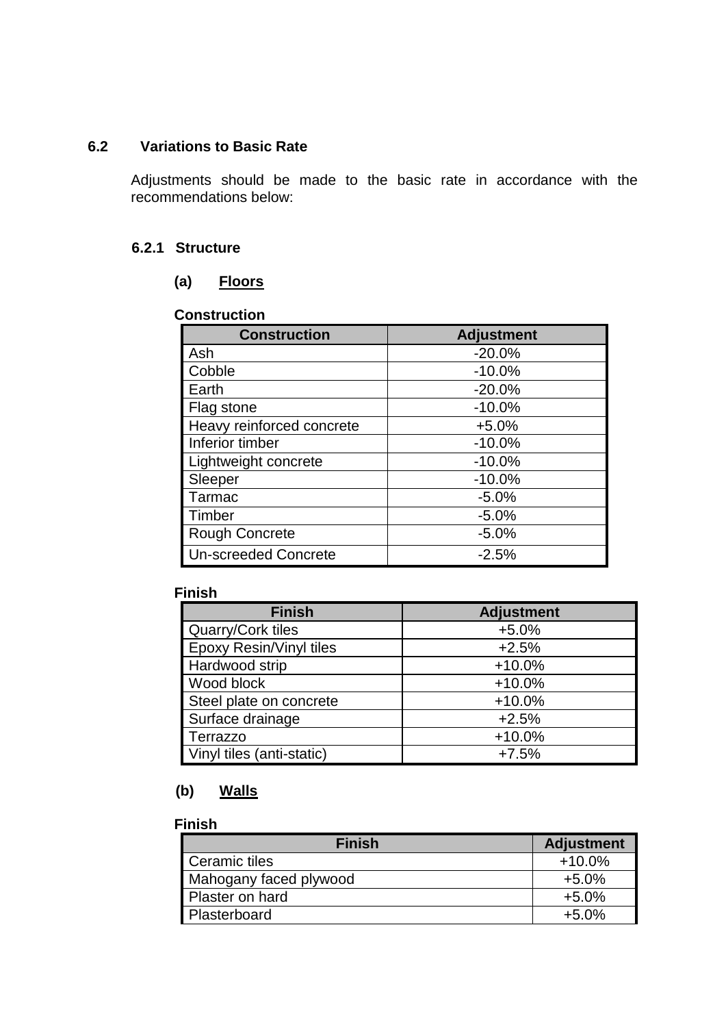## 6.2 Variations to Basic Rate

Adjustments should be made to the basic rate in accordance with the recommendations below:

### 6.2.1 Structure

#### (a) Floors

**Construction**

| Construction | Adjustment |
|---|---|
| Ash | -20.0% |
| Cobble | -10.0% |
| Earth | -20.0% |
| Flag stone | -10.0% |
| Heavy reinforced concrete | +5.0% |
| Inferior timber | -10.0% |
| Lightweight concrete | -10.0% |
| Sleeper | -10.0% |
| Tarmac | -5.0% |
| Timber | -5.0% |
| Rough Concrete | -5.0% |
| Un-screeded Concrete | -2.5% |

**Finish**

| Finish | Adjustment |
|---|---|
| Quarry/Cork tiles | +5.0% |
| Epoxy Resin/Vinyl tiles | +2.5% |
| Hardwood strip | +10.0% |
| Wood block | +10.0% |
| Steel plate on concrete | +10.0% |
| Surface drainage | +2.5% |
| Terrazzo | +10.0% |
| Vinyl tiles (anti-static) | +7.5% |

#### (b) Walls

**Finish**

| Finish | Adjustment |
|---|---|
| Ceramic tiles | +10.0% |
| Mahogany faced plywood | +5.0% |
| Plaster on hard | +5.0% |
| Plasterboard | +5.0% |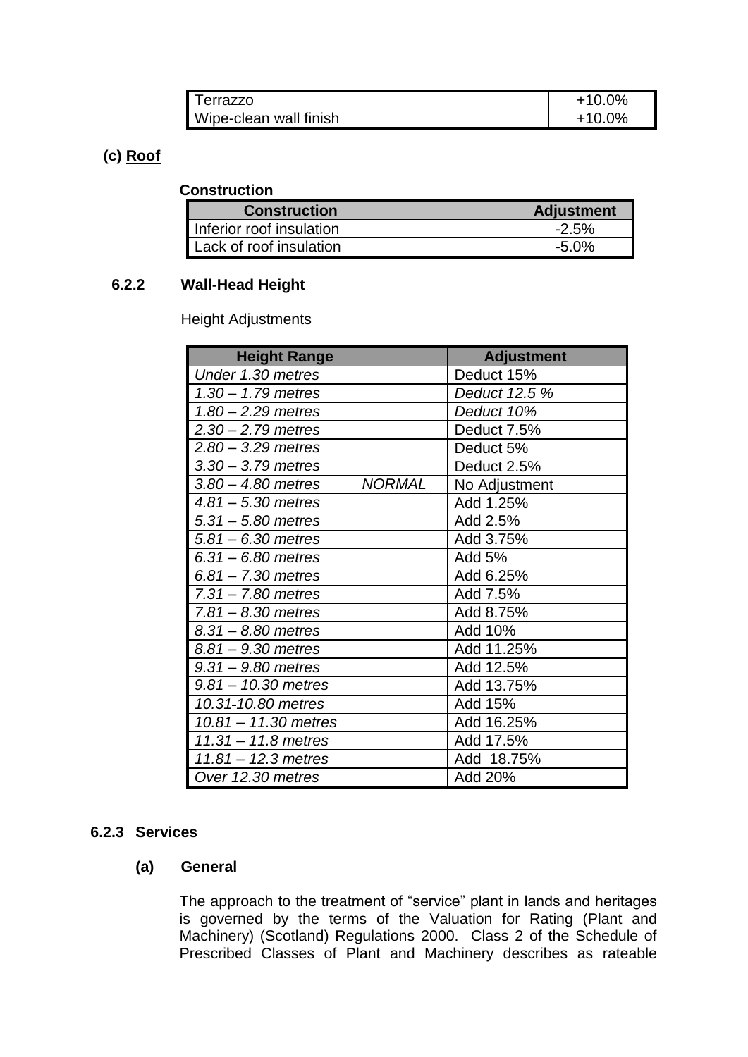| Terrazzo | +10.0% |
|---|---|
| Wipe-clean wall finish | +10.0% |

**(c) Roof**

**Construction**

| Construction | Adjustment |
|---|---|
| Inferior roof insulation | -2.5% |
| Lack of roof insulation | -5.0% |

### 6.2.2 Wall-Head Height

Height Adjustments

| Height Range | Adjustment |
|---|---|
| *Under 1.30 metres* | Deduct 15% |
| *1.30 – 1.79 metres* | *Deduct 12.5 %* |
| *1.80 – 2.29 metres* | *Deduct 10%* |
| *2.30 – 2.79 metres* | Deduct 7.5% |
| *2.80 – 3.29 metres* | Deduct 5% |
| *3.30 – 3.79 metres* | Deduct 2.5% |
| *3.80 – 4.80 metres NORMAL* | No Adjustment |
| *4.81 – 5.30 metres* | Add 1.25% |
| *5.31 – 5.80 metres* | Add 2.5% |
| *5.81 – 6.30 metres* | Add 3.75% |
| *6.31 – 6.80 metres* | Add 5% |
| *6.81 – 7.30 metres* | Add 6.25% |
| *7.31 – 7.80 metres* | Add 7.5% |
| *7.81 – 8.30 metres* | Add 8.75% |
| *8.31 – 8.80 metres* | Add 10% |
| *8.81 – 9.30 metres* | Add 11.25% |
| *9.31 – 9.80 metres* | Add 12.5% |
| *9.81 – 10.30 metres* | Add 13.75% |
| *10.31-10.80 metres* | Add 15% |
| *10.81 – 11.30 metres* | Add 16.25% |
| *11.31 – 11.8 metres* | Add 17.5% |
| *11.81 – 12.3 metres* | Add 18.75% |
| *Over 12.30 metres* | Add 20% |

### 6.2.3 Services

**(a) General**

The approach to the treatment of "service" plant in lands and heritages is governed by the terms of the Valuation for Rating (Plant and Machinery) (Scotland) Regulations 2000. Class 2 of the Schedule of Prescribed Classes of Plant and Machinery describes as rateable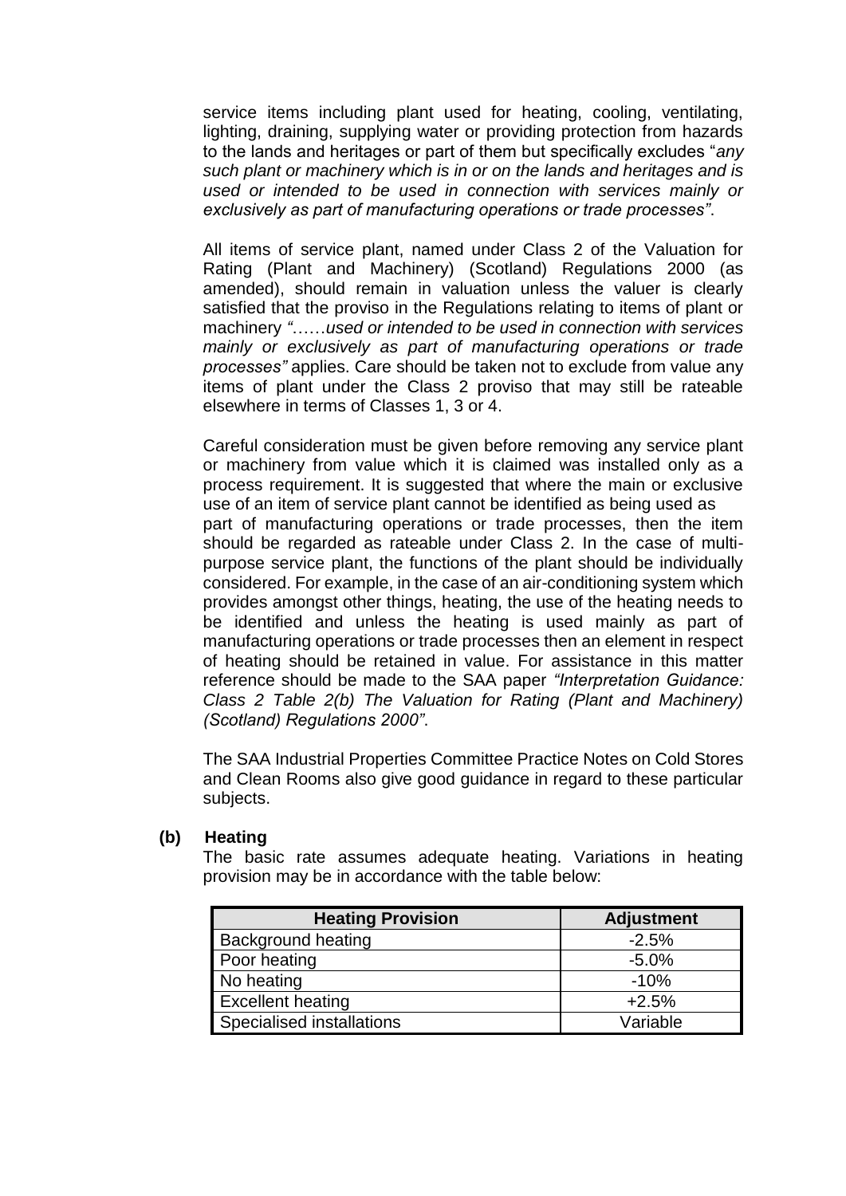service items including plant used for heating, cooling, ventilating, lighting, draining, supplying water or providing protection from hazards to the lands and heritages or part of them but specifically excludes "*any such plant or machinery which is in or on the lands and heritages and is used or intended to be used in connection with services mainly or exclusively as part of manufacturing operations or trade processes"*.

All items of service plant, named under Class 2 of the Valuation for Rating (Plant and Machinery) (Scotland) Regulations 2000 (as amended), should remain in valuation unless the valuer is clearly satisfied that the proviso in the Regulations relating to items of plant or machinery *"……used or intended to be used in connection with services mainly or exclusively as part of manufacturing operations or trade processes"* applies. Care should be taken not to exclude from value any items of plant under the Class 2 proviso that may still be rateable elsewhere in terms of Classes 1, 3 or 4.

Careful consideration must be given before removing any service plant or machinery from value which it is claimed was installed only as a process requirement. It is suggested that where the main or exclusive use of an item of service plant cannot be identified as being used as part of manufacturing operations or trade processes, then the item should be regarded as rateable under Class 2. In the case of multi-purpose service plant, the functions of the plant should be individually considered. For example, in the case of an air-conditioning system which provides amongst other things, heating, the use of the heating needs to be identified and unless the heating is used mainly as part of manufacturing operations or trade processes then an element in respect of heating should be retained in value. For assistance in this matter reference should be made to the SAA paper *"Interpretation Guidance: Class 2 Table 2(b) The Valuation for Rating (Plant and Machinery) (Scotland) Regulations 2000"*.

The SAA Industrial Properties Committee Practice Notes on Cold Stores and Clean Rooms also give good guidance in regard to these particular subjects.

**(b) Heating**

The basic rate assumes adequate heating. Variations in heating provision may be in accordance with the table below:

| Heating Provision | Adjustment |
|---|---|
| Background heating | -2.5% |
| Poor heating | -5.0% |
| No heating | -10% |
| Excellent heating | +2.5% |
| Specialised installations | Variable |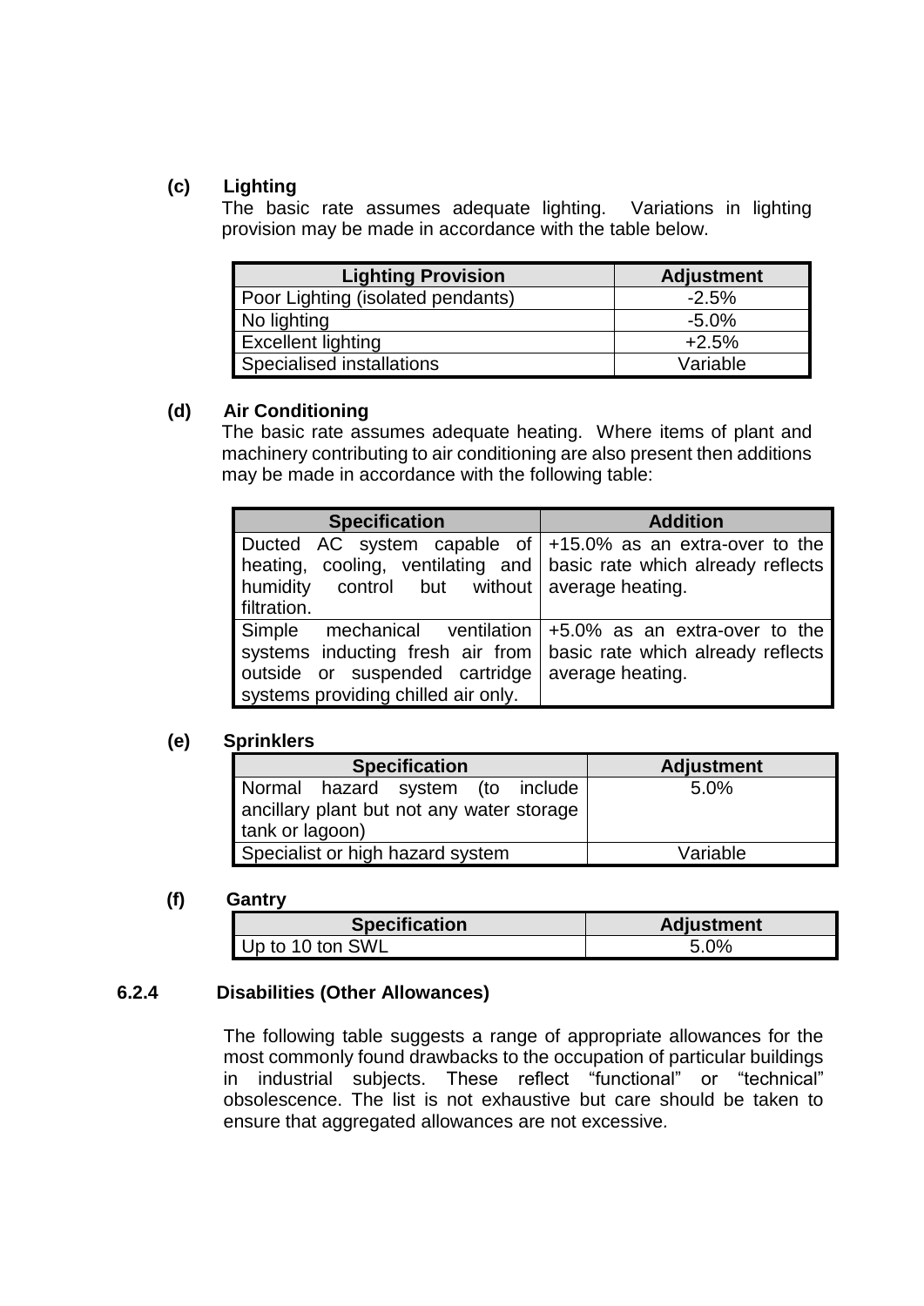**(c) Lighting**

The basic rate assumes adequate lighting. Variations in lighting provision may be made in accordance with the table below.

| Lighting Provision | Adjustment |
| --- | --- |
| Poor Lighting (isolated pendants) | -2.5% |
| No lighting | -5.0% |
| Excellent lighting | +2.5% |
| Specialised installations | Variable |

**(d) Air Conditioning**

The basic rate assumes adequate heating. Where items of plant and machinery contributing to air conditioning are also present then additions may be made in accordance with the following table:

| Specification | Addition |
| --- | --- |
| Ducted AC system capable of heating, cooling, ventilating and humidity control but without filtration. | +15.0% as an extra-over to the basic rate which already reflects average heating. |
| Simple mechanical ventilation systems inducting fresh air from outside or suspended cartridge systems providing chilled air only. | +5.0% as an extra-over to the basic rate which already reflects average heating. |

**(e) Sprinklers**

| Specification | Adjustment |
| --- | --- |
| Normal hazard system (to include ancillary plant but not any water storage tank or lagoon) | 5.0% |
| Specialist or high hazard system | Variable |

**(f) Gantry**

| Specification | Adjustment |
| --- | --- |
| Up to 10 ton SWL | 5.0% |

### 6.2.4 Disabilities (Other Allowances)

The following table suggests a range of appropriate allowances for the most commonly found drawbacks to the occupation of particular buildings in industrial subjects. These reflect "functional" or "technical" obsolescence. The list is not exhaustive but care should be taken to ensure that aggregated allowances are not excessive.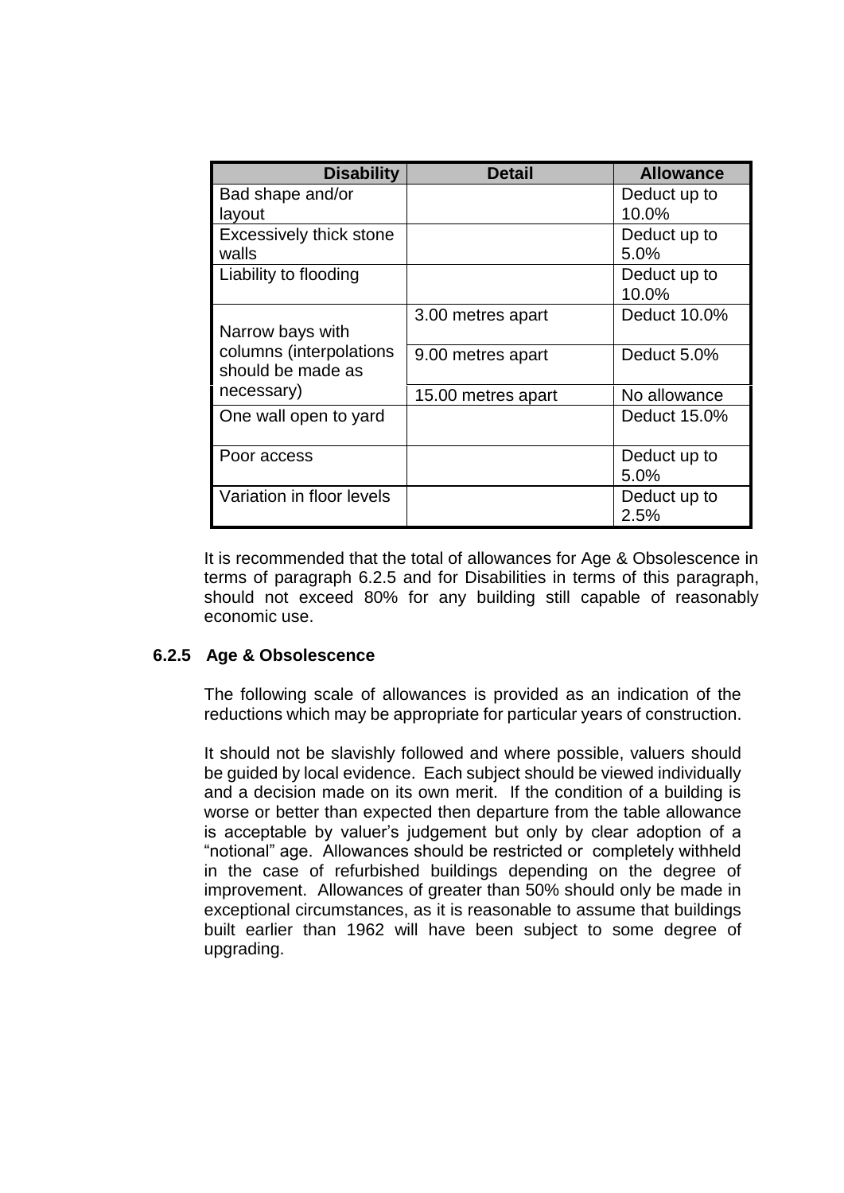| Disability | Detail | Allowance |
|---|---|---|
| Bad shape and/or layout | | Deduct up to 10.0% |
| Excessively thick stone walls | | Deduct up to 5.0% |
| Liability to flooding | | Deduct up to 10.0% |
| Narrow bays with columns (interpolations should be made as necessary) | 3.00 metres apart | Deduct 10.0% |
| | 9.00 metres apart | Deduct 5.0% |
| | 15.00 metres apart | No allowance |
| One wall open to yard | | Deduct 15.0% |
| Poor access | | Deduct up to 5.0% |
| Variation in floor levels | | Deduct up to 2.5% |

It is recommended that the total of allowances for Age & Obsolescence in terms of paragraph 6.2.5 and for Disabilities in terms of this paragraph, should not exceed 80% for any building still capable of reasonably economic use.

### 6.2.5 Age & Obsolescence

The following scale of allowances is provided as an indication of the reductions which may be appropriate for particular years of construction.

It should not be slavishly followed and where possible, valuers should be guided by local evidence. Each subject should be viewed individually and a decision made on its own merit. If the condition of a building is worse or better than expected then departure from the table allowance is acceptable by valuer's judgement but only by clear adoption of a "notional" age. Allowances should be restricted or completely withheld in the case of refurbished buildings depending on the degree of improvement. Allowances of greater than 50% should only be made in exceptional circumstances, as it is reasonable to assume that buildings built earlier than 1962 will have been subject to some degree of upgrading.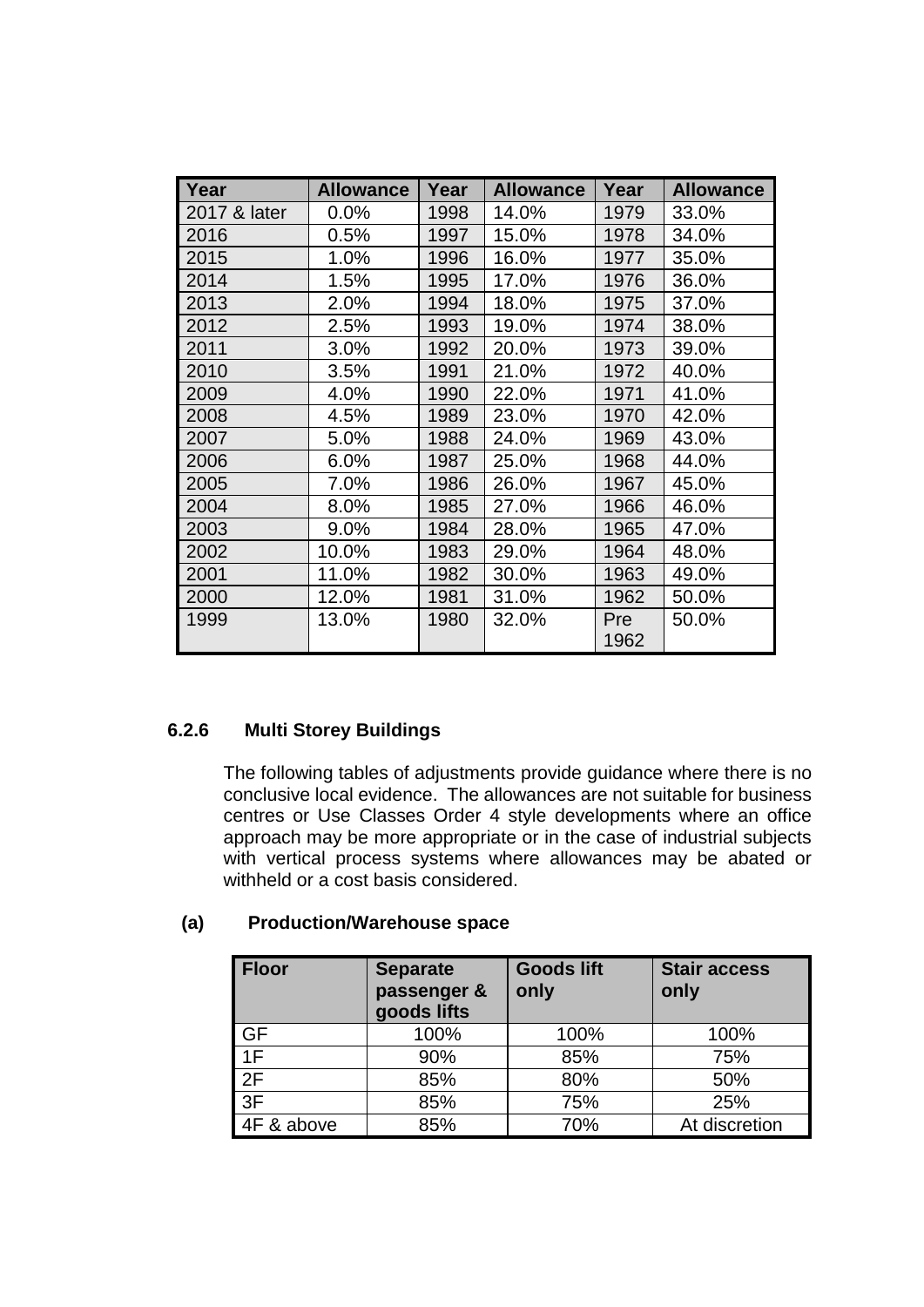| Year | Allowance | Year | Allowance | Year | Allowance |
|---|---|---|---|---|---|
| 2017 & later | 0.0% | 1998 | 14.0% | 1979 | 33.0% |
| 2016 | 0.5% | 1997 | 15.0% | 1978 | 34.0% |
| 2015 | 1.0% | 1996 | 16.0% | 1977 | 35.0% |
| 2014 | 1.5% | 1995 | 17.0% | 1976 | 36.0% |
| 2013 | 2.0% | 1994 | 18.0% | 1975 | 37.0% |
| 2012 | 2.5% | 1993 | 19.0% | 1974 | 38.0% |
| 2011 | 3.0% | 1992 | 20.0% | 1973 | 39.0% |
| 2010 | 3.5% | 1991 | 21.0% | 1972 | 40.0% |
| 2009 | 4.0% | 1990 | 22.0% | 1971 | 41.0% |
| 2008 | 4.5% | 1989 | 23.0% | 1970 | 42.0% |
| 2007 | 5.0% | 1988 | 24.0% | 1969 | 43.0% |
| 2006 | 6.0% | 1987 | 25.0% | 1968 | 44.0% |
| 2005 | 7.0% | 1986 | 26.0% | 1967 | 45.0% |
| 2004 | 8.0% | 1985 | 27.0% | 1966 | 46.0% |
| 2003 | 9.0% | 1984 | 28.0% | 1965 | 47.0% |
| 2002 | 10.0% | 1983 | 29.0% | 1964 | 48.0% |
| 2001 | 11.0% | 1982 | 30.0% | 1963 | 49.0% |
| 2000 | 12.0% | 1981 | 31.0% | 1962 | 50.0% |
| 1999 | 13.0% | 1980 | 32.0% | Pre 1962 | 50.0% |

### 6.2.6 Multi Storey Buildings

The following tables of adjustments provide guidance where there is no conclusive local evidence. The allowances are not suitable for business centres or Use Classes Order 4 style developments where an office approach may be more appropriate or in the case of industrial subjects with vertical process systems where allowances may be abated or withheld or a cost basis considered.

#### (a) Production/Warehouse space

| Floor | Separate passenger & goods lifts | Goods lift only | Stair access only |
|---|---|---|---|
| GF | 100% | 100% | 100% |
| 1F | 90% | 85% | 75% |
| 2F | 85% | 80% | 50% |
| 3F | 85% | 75% | 25% |
| 4F & above | 85% | 70% | At discretion |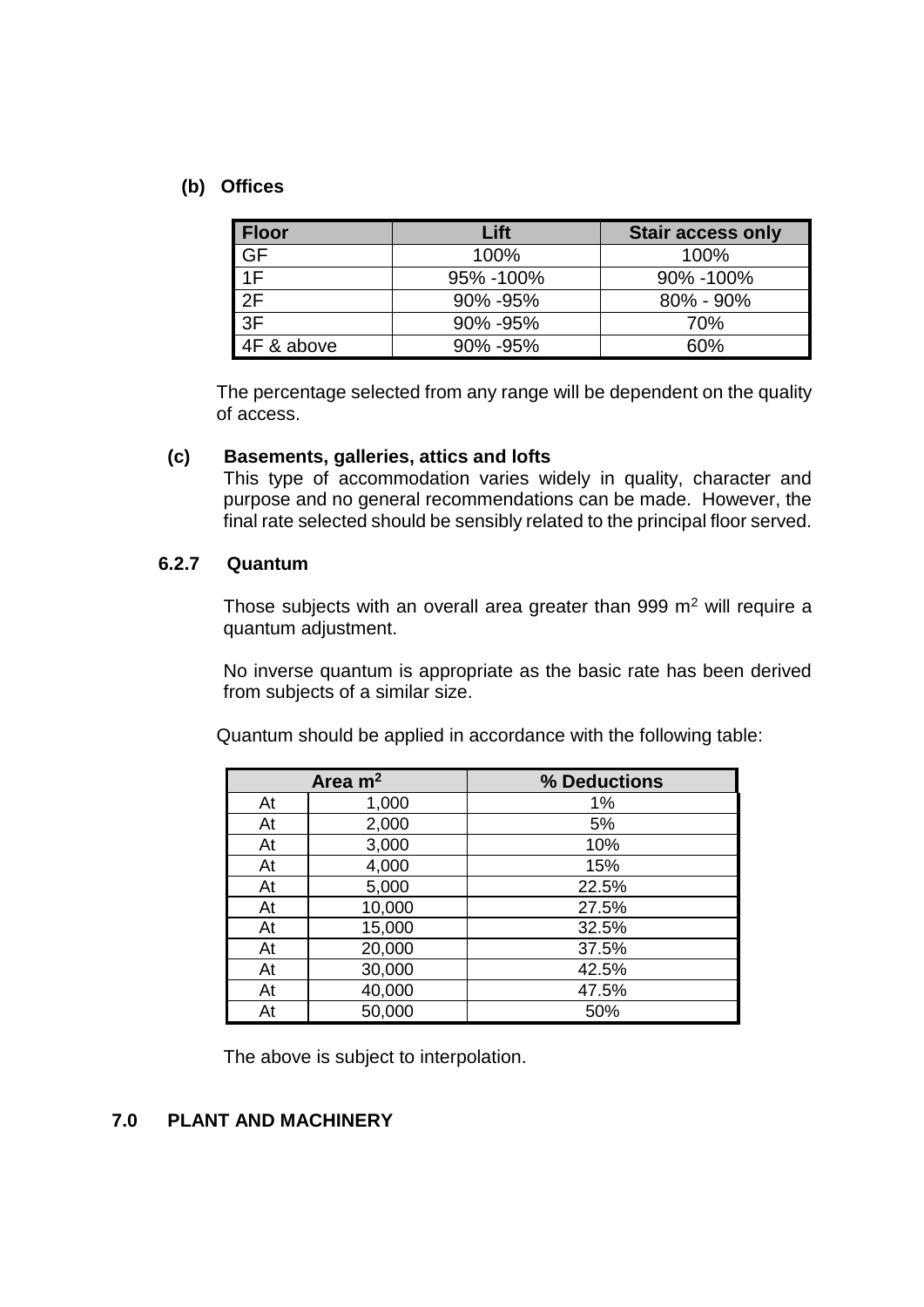**(b) Offices**

| Floor | Lift | Stair access only |
|---|---|---|
| GF | 100% | 100% |
| 1F | 95% -100% | 90% -100% |
| 2F | 90% -95% | 80% - 90% |
| 3F | 90% -95% | 70% |
| 4F & above | 90% -95% | 60% |

The percentage selected from any range will be dependent on the quality of access.

**(c) Basements, galleries, attics and lofts**

This type of accommodation varies widely in quality, character and purpose and no general recommendations can be made. However, the final rate selected should be sensibly related to the principal floor served.

### 6.2.7 Quantum

Those subjects with an overall area greater than 999 $m^2$ will require a quantum adjustment.

No inverse quantum is appropriate as the basic rate has been derived from subjects of a similar size.

Quantum should be applied in accordance with the following table:

| Area $m^2$ | | % Deductions |
|---|---|---|
| At | 1,000 | 1% |
| At | 2,000 | 5% |
| At | 3,000 | 10% |
| At | 4,000 | 15% |
| At | 5,000 | 22.5% |
| At | 10,000 | 27.5% |
| At | 15,000 | 32.5% |
| At | 20,000 | 37.5% |
| At | 30,000 | 42.5% |
| At | 40,000 | 47.5% |
| At | 50,000 | 50% |

The above is subject to interpolation.

## 7.0 PLANT AND MACHINERY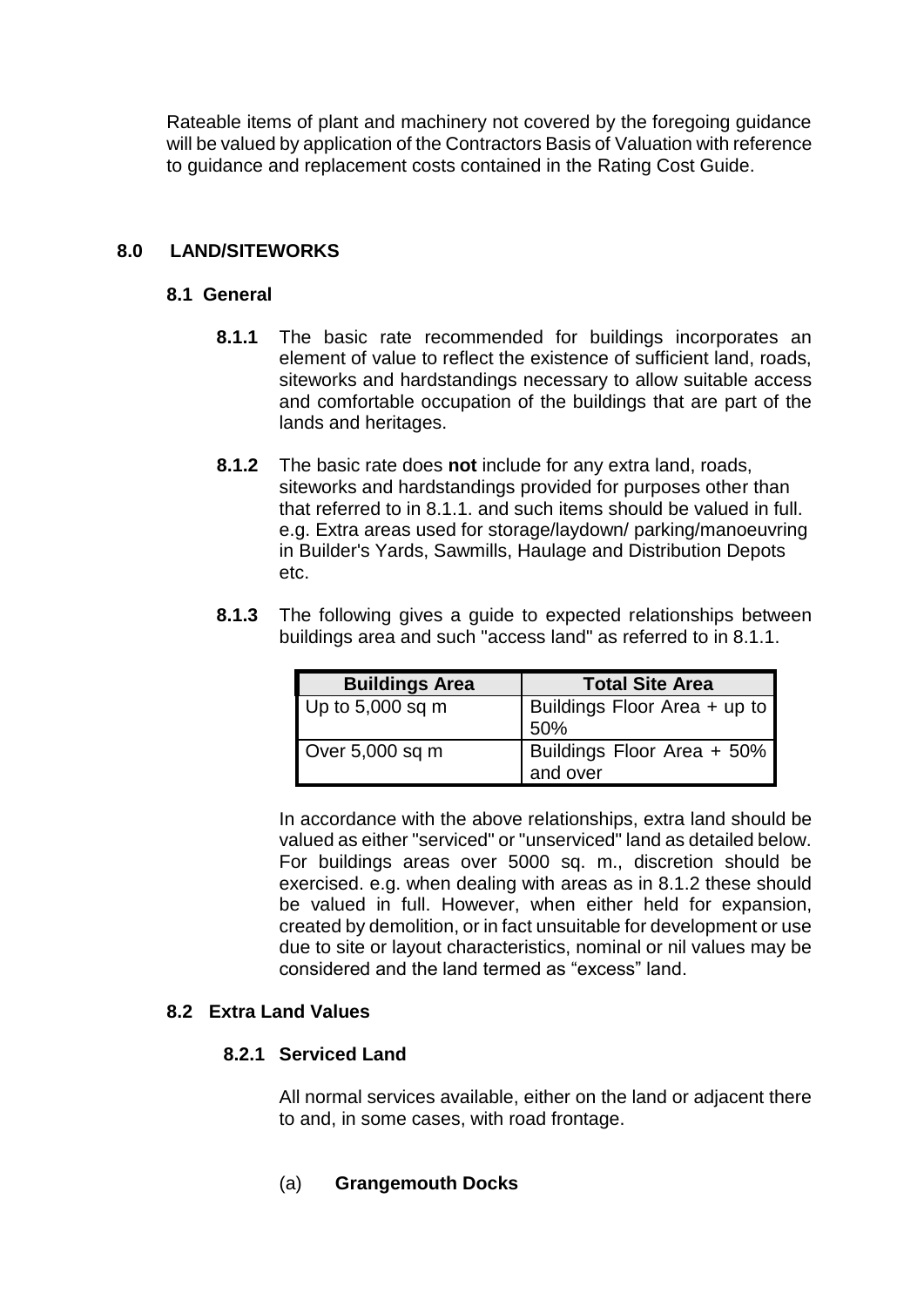Rateable items of plant and machinery not covered by the foregoing guidance will be valued by application of the Contractors Basis of Valuation with reference to guidance and replacement costs contained in the Rating Cost Guide.

## 8.0 LAND/SITEWORKS

### 8.1 General

**8.1.1** The basic rate recommended for buildings incorporates an element of value to reflect the existence of sufficient land, roads, siteworks and hardstandings necessary to allow suitable access and comfortable occupation of the buildings that are part of the lands and heritages.

**8.1.2** The basic rate does **not** include for any extra land, roads, siteworks and hardstandings provided for purposes other than that referred to in 8.1.1. and such items should be valued in full. e.g. Extra areas used for storage/laydown/ parking/manoeuvring in Builder's Yards, Sawmills, Haulage and Distribution Depots etc.

**8.1.3** The following gives a guide to expected relationships between buildings area and such "access land" as referred to in 8.1.1.

| Buildings Area | Total Site Area |
|---|---|
| Up to 5,000 sq m | Buildings Floor Area + up to 50% |
| Over 5,000 sq m | Buildings Floor Area + 50% and over |

In accordance with the above relationships, extra land should be valued as either "serviced" or "unserviced" land as detailed below. For buildings areas over 5000 sq. m., discretion should be exercised. e.g. when dealing with areas as in 8.1.2 these should be valued in full. However, when either held for expansion, created by demolition, or in fact unsuitable for development or use due to site or layout characteristics, nominal or nil values may be considered and the land termed as "excess" land.

### 8.2 Extra Land Values

#### 8.2.1 Serviced Land

All normal services available, either on the land or adjacent there to and, in some cases, with road frontage.

(a) **Grangemouth Docks**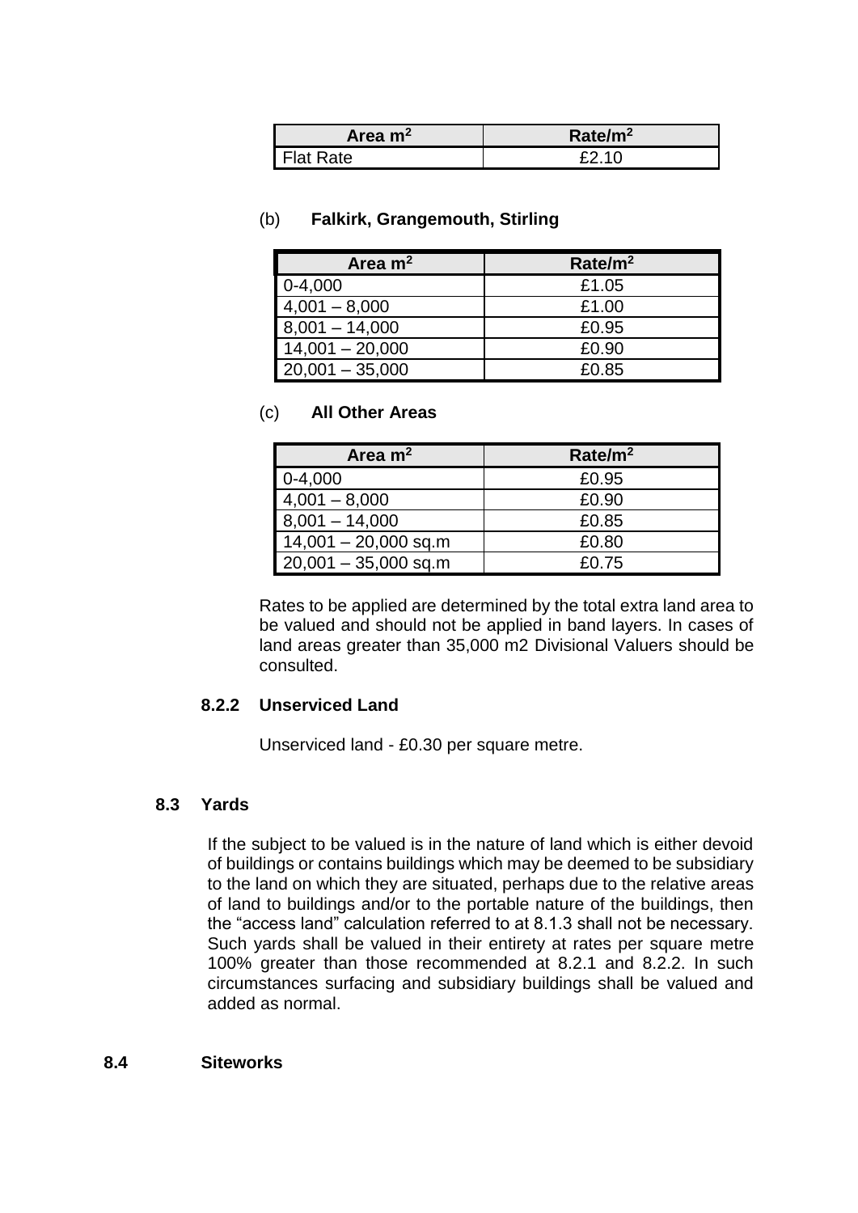| Area $m^2$ | Rate/$m^2$ |
|---|---|
| Flat Rate | £2.10 |

(b) **Falkirk, Grangemouth, Stirling**

| Area $m^2$ | Rate/$m^2$ |
|---|---|
| 0-4,000 | £1.05 |
| 4,001 – 8,000 | £1.00 |
| 8,001 – 14,000 | £0.95 |
| 14,001 – 20,000 | £0.90 |
| 20,001 – 35,000 | £0.85 |

(c) **All Other Areas**

| Area $m^2$ | Rate/$m^2$ |
|---|---|
| 0-4,000 | £0.95 |
| 4,001 – 8,000 | £0.90 |
| 8,001 – 14,000 | £0.85 |
| 14,001 – 20,000 sq.m | £0.80 |
| 20,001 – 35,000 sq.m | £0.75 |

Rates to be applied are determined by the total extra land area to be valued and should not be applied in band layers. In cases of land areas greater than 35,000 m2 Divisional Valuers should be consulted.

### 8.2.2 Unserviced Land

Unserviced land - £0.30 per square metre.

### 8.3 Yards

If the subject to be valued is in the nature of land which is either devoid of buildings or contains buildings which may be deemed to be subsidiary to the land on which they are situated, perhaps due to the relative areas of land to buildings and/or to the portable nature of the buildings, then the "access land" calculation referred to at 8.1.3 shall not be necessary. Such yards shall be valued in their entirety at rates per square metre 100% greater than those recommended at 8.2.1 and 8.2.2. In such circumstances surfacing and subsidiary buildings shall be valued and added as normal.

## 8.4 Siteworks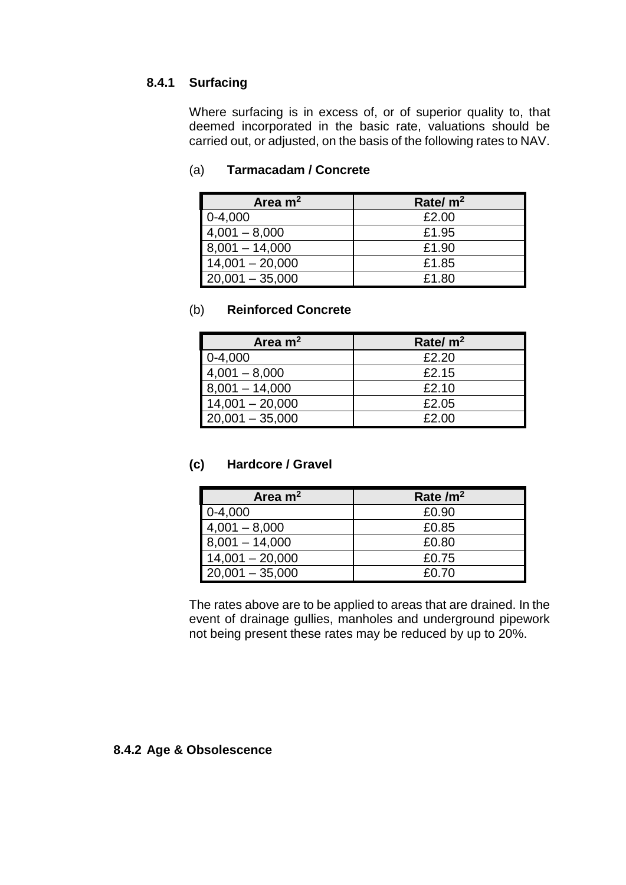### 8.4.1 Surfacing

Where surfacing is in excess of, or of superior quality to, that deemed incorporated in the basic rate, valuations should be carried out, or adjusted, on the basis of the following rates to NAV.

(a) **Tarmacadam / Concrete**

| Area $m^2$ | Rate/ $m^2$ |
|---|---|
| 0-4,000 | £2.00 |
| 4,001 – 8,000 | £1.95 |
| 8,001 – 14,000 | £1.90 |
| 14,001 – 20,000 | £1.85 |
| 20,001 – 35,000 | £1.80 |

(b) **Reinforced Concrete**

| Area $m^2$ | Rate/ $m^2$ |
|---|---|
| 0-4,000 | £2.20 |
| 4,001 – 8,000 | £2.15 |
| 8,001 – 14,000 | £2.10 |
| 14,001 – 20,000 | £2.05 |
| 20,001 – 35,000 | £2.00 |

**(c) Hardcore / Gravel**

| Area $m^2$ | Rate / $m^2$ |
|---|---|
| 0-4,000 | £0.90 |
| 4,001 – 8,000 | £0.85 |
| 8,001 – 14,000 | £0.80 |
| 14,001 – 20,000 | £0.75 |
| 20,001 – 35,000 | £0.70 |

The rates above are to be applied to areas that are drained. In the event of drainage gullies, manholes and underground pipework not being present these rates may be reduced by up to 20%.

### 8.4.2 Age & Obsolescence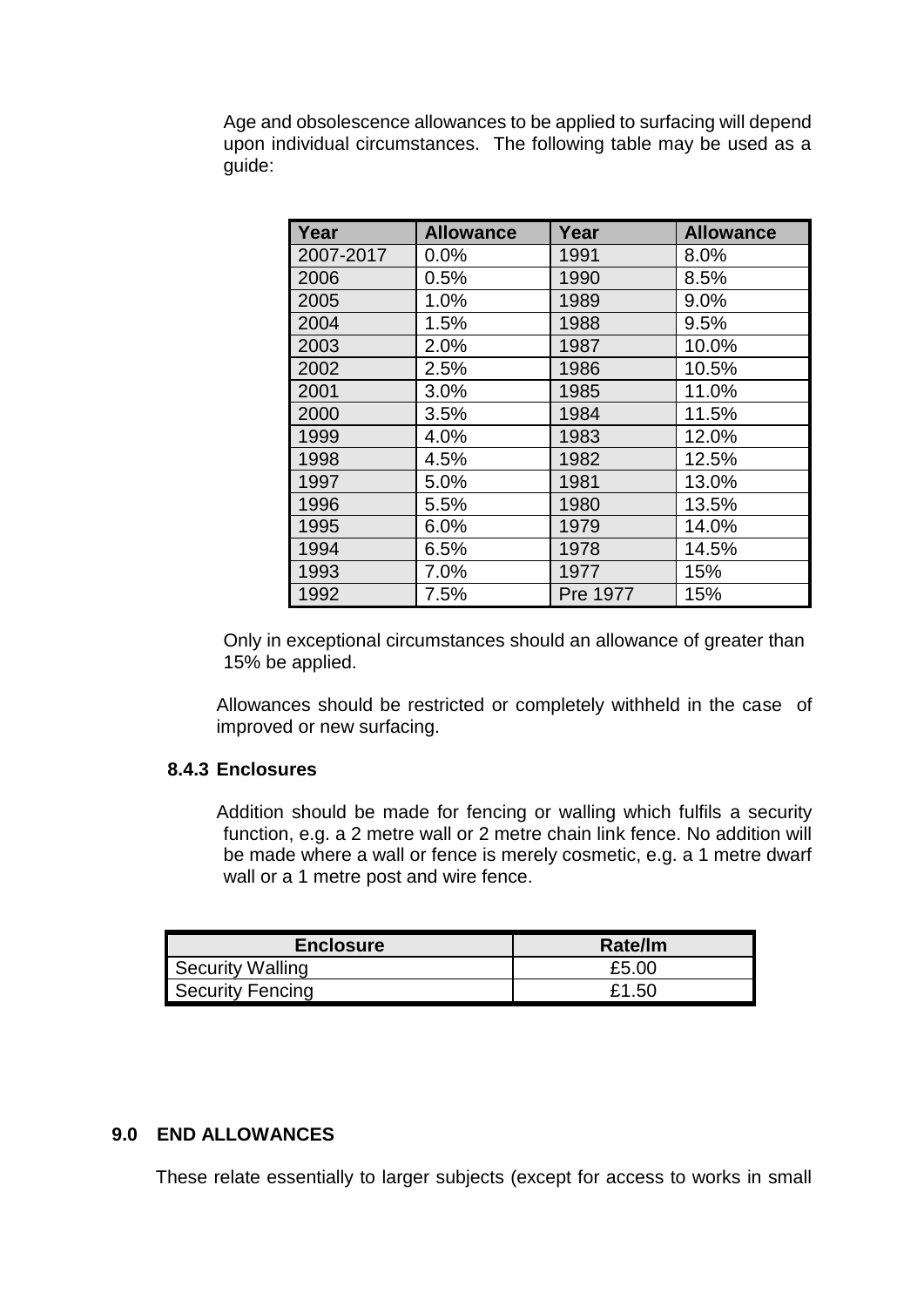Age and obsolescence allowances to be applied to surfacing will depend upon individual circumstances. The following table may be used as a guide:

| Year | Allowance | Year | Allowance |
|---|---|---|---|
| 2007-2017 | 0.0% | 1991 | 8.0% |
| 2006 | 0.5% | 1990 | 8.5% |
| 2005 | 1.0% | 1989 | 9.0% |
| 2004 | 1.5% | 1988 | 9.5% |
| 2003 | 2.0% | 1987 | 10.0% |
| 2002 | 2.5% | 1986 | 10.5% |
| 2001 | 3.0% | 1985 | 11.0% |
| 2000 | 3.5% | 1984 | 11.5% |
| 1999 | 4.0% | 1983 | 12.0% |
| 1998 | 4.5% | 1982 | 12.5% |
| 1997 | 5.0% | 1981 | 13.0% |
| 1996 | 5.5% | 1980 | 13.5% |
| 1995 | 6.0% | 1979 | 14.0% |
| 1994 | 6.5% | 1978 | 14.5% |
| 1993 | 7.0% | 1977 | 15% |
| 1992 | 7.5% | Pre 1977 | 15% |

Only in exceptional circumstances should an allowance of greater than 15% be applied.

Allowances should be restricted or completely withheld in the case of improved or new surfacing.

### 8.4.3 Enclosures

Addition should be made for fencing or walling which fulfils a security function, e.g. a 2 metre wall or 2 metre chain link fence. No addition will be made where a wall or fence is merely cosmetic, e.g. a 1 metre dwarf wall or a 1 metre post and wire fence.

| Enclosure | Rate/lm |
|---|---|
| Security Walling | £5.00 |
| Security Fencing | £1.50 |

## 9.0 END ALLOWANCES

These relate essentially to larger subjects (except for access to works in small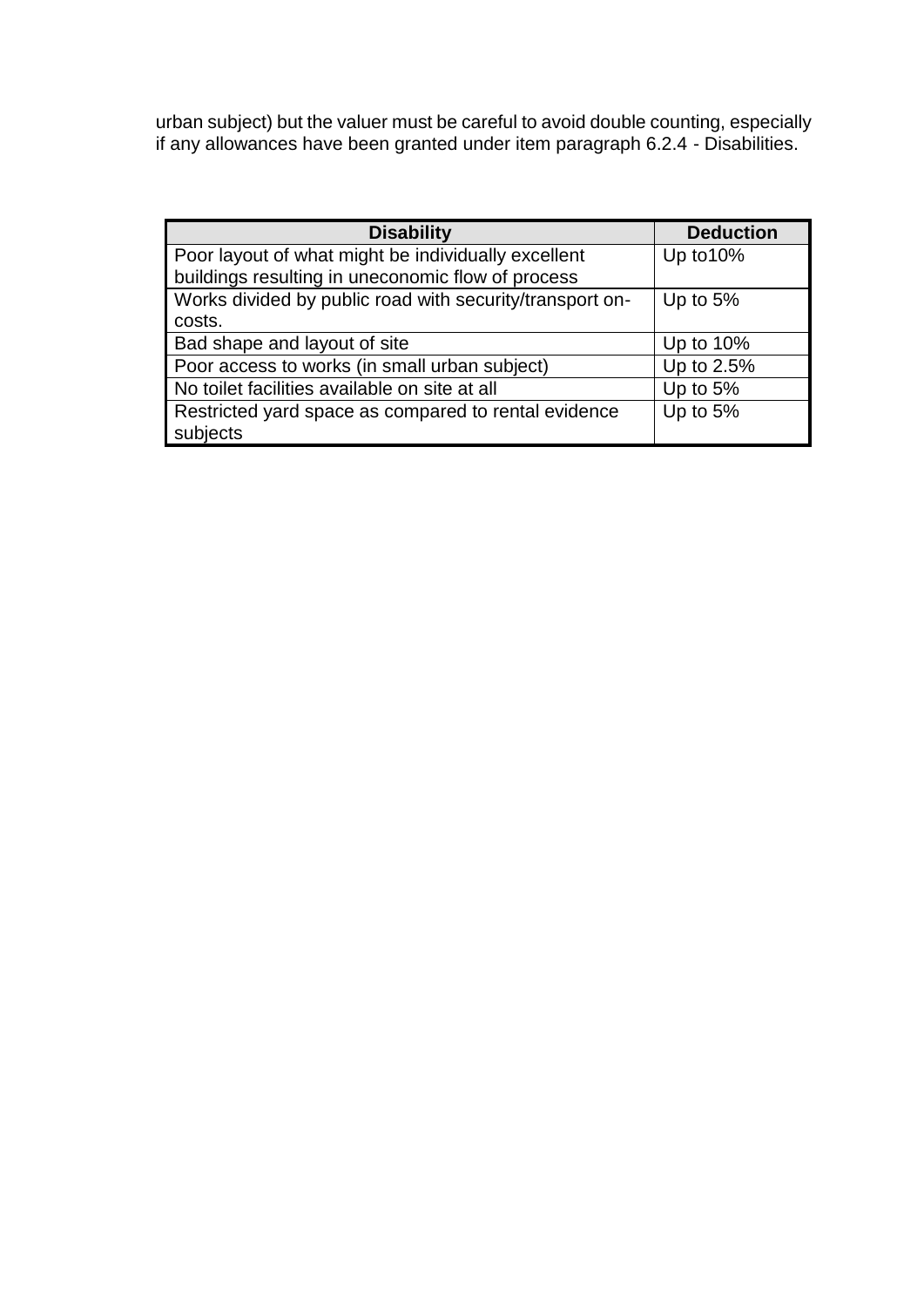urban subject) but the valuer must be careful to avoid double counting, especially if any allowances have been granted under item paragraph 6.2.4 - Disabilities.

| Disability | Deduction |
| --- | --- |
| Poor layout of what might be individually excellent buildings resulting in uneconomic flow of process | Up to10% |
| Works divided by public road with security/transport on-costs. | Up to 5% |
| Bad shape and layout of site | Up to 10% |
| Poor access to works (in small urban subject) | Up to 2.5% |
| No toilet facilities available on site at all | Up to 5% |
| Restricted yard space as compared to rental evidence subjects | Up to 5% |